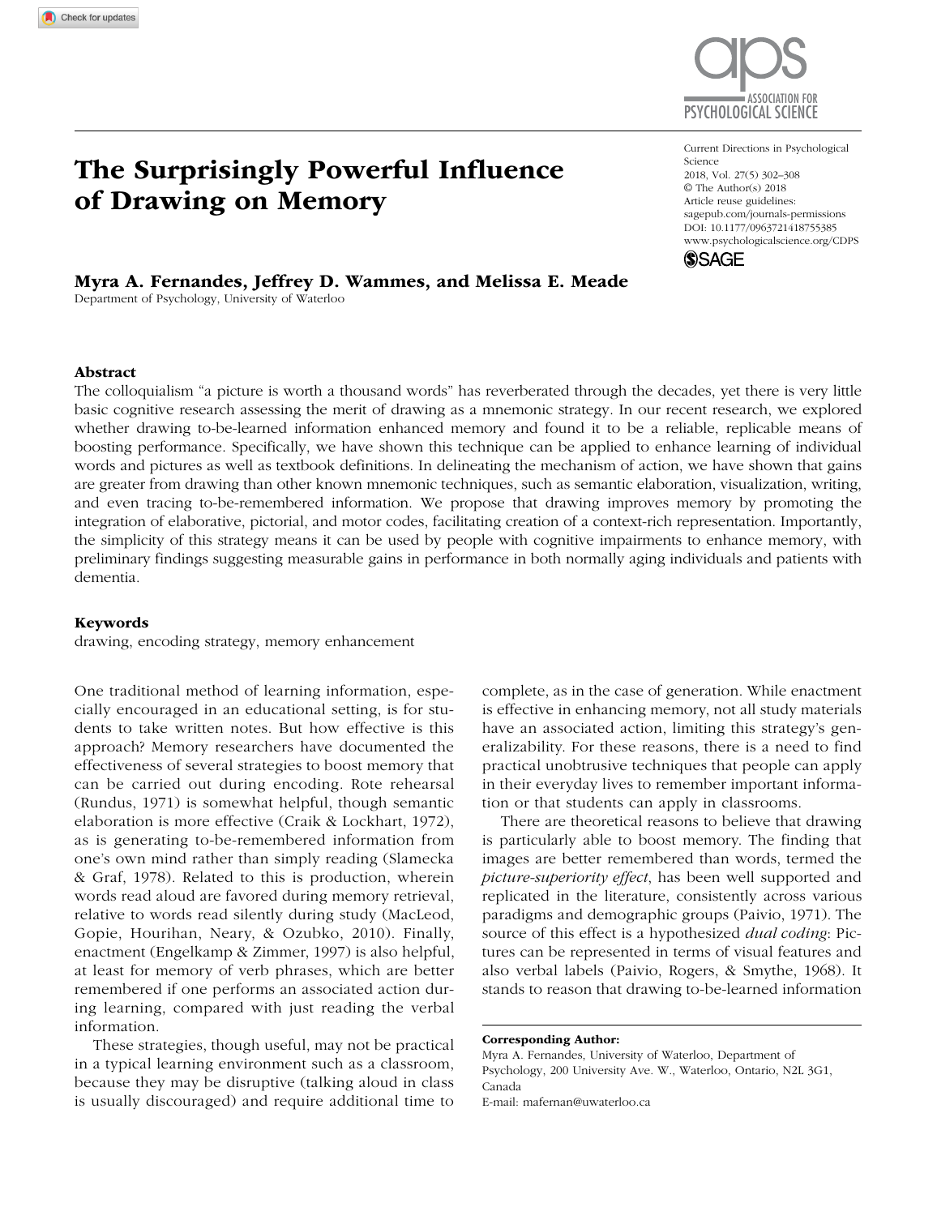# The Surprisingly Powerful Influence of Drawing on Memory

**Myra A. Fernandes, Jeffrey D. Wammes, and Melissa E. Meade**

Department of Psychology, University of Waterloo

Current Directions in Psychological Science
2018, Vol. 27(5) 302–308
© The Author(s) 2018
Article reuse guidelines: sagepub.com/journals-permissions
DOI: 10.1177/0963721418755385
www.psychologicalscience.org/CDPS

## Abstract

The colloquialism "a picture is worth a thousand words" has reverberated through the decades, yet there is very little basic cognitive research assessing the merit of drawing as a mnemonic strategy. In our recent research, we explored whether drawing to-be-learned information enhanced memory and found it to be a reliable, replicable means of boosting performance. Specifically, we have shown this technique can be applied to enhance learning of individual words and pictures as well as textbook definitions. In delineating the mechanism of action, we have shown that gains are greater from drawing than other known mnemonic techniques, such as semantic elaboration, visualization, writing, and even tracing to-be-remembered information. We propose that drawing improves memory by promoting the integration of elaborative, pictorial, and motor codes, facilitating creation of a context-rich representation. Importantly, the simplicity of this strategy means it can be used by people with cognitive impairments to enhance memory, with preliminary findings suggesting measurable gains in performance in both normally aging individuals and patients with dementia.

## Keywords

drawing, encoding strategy, memory enhancement

One traditional method of learning information, especially encouraged in an educational setting, is for students to take written notes. But how effective is this approach? Memory researchers have documented the effectiveness of several strategies to boost memory that can be carried out during encoding. Rote rehearsal (Rundus, 1971) is somewhat helpful, though semantic elaboration is more effective (Craik & Lockhart, 1972), as is generating to-be-remembered information from one's own mind rather than simply reading (Slamecka & Graf, 1978). Related to this is production, wherein words read aloud are favored during memory retrieval, relative to words read silently during study (MacLeod, Gopie, Hourihan, Neary, & Ozubko, 2010). Finally, enactment (Engelkamp & Zimmer, 1997) is also helpful, at least for memory of verb phrases, which are better remembered if one performs an associated action during learning, compared with just reading the verbal information.

These strategies, though useful, may not be practical in a typical learning environment such as a classroom, because they may be disruptive (talking aloud in class is usually discouraged) and require additional time to complete, as in the case of generation. While enactment is effective in enhancing memory, not all study materials have an associated action, limiting this strategy's generalizability. For these reasons, there is a need to find practical unobtrusive techniques that people can apply in their everyday lives to remember important information or that students can apply in classrooms.

There are theoretical reasons to believe that drawing is particularly able to boost memory. The finding that images are better remembered than words, termed the *picture-superiority effect*, has been well supported and replicated in the literature, consistently across various paradigms and demographic groups (Paivio, 1971). The source of this effect is a hypothesized *dual coding*: Pictures can be represented in terms of visual features and also verbal labels (Paivio, Rogers, & Smythe, 1968). It stands to reason that drawing to-be-learned information

**Corresponding Author:**
Myra A. Fernandes, University of Waterloo, Department of Psychology, 200 University Ave. W., Waterloo, Ontario, N2L 3G1, Canada
E-mail: mafernan@uwaterloo.ca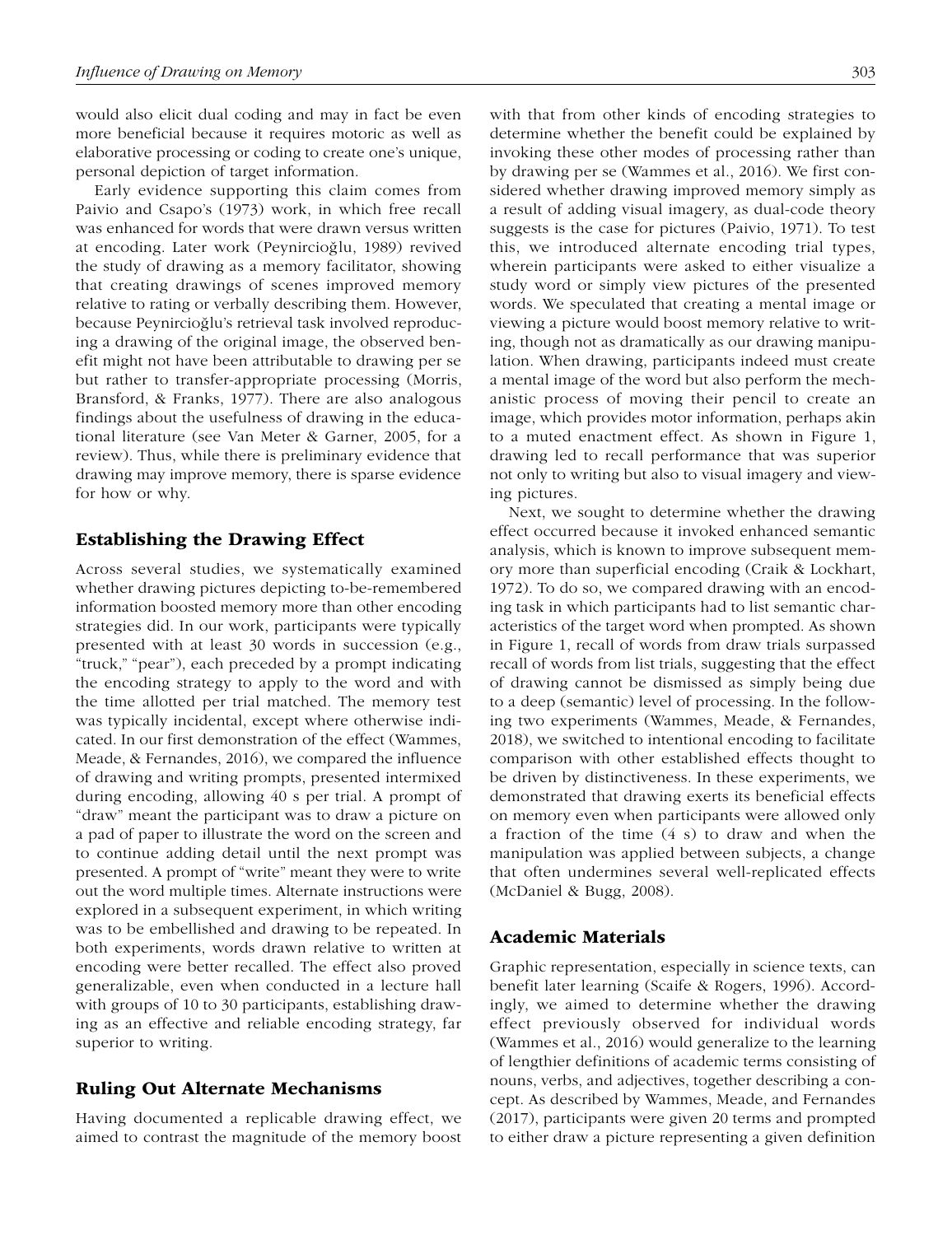would also elicit dual coding and may in fact be even more beneficial because it requires motoric as well as elaborative processing or coding to create one's unique, personal depiction of target information.

Early evidence supporting this claim comes from Paivio and Csapo's (1973) work, in which free recall was enhanced for words that were drawn versus written at encoding. Later work (Peynircioğlu, 1989) revived the study of drawing as a memory facilitator, showing that creating drawings of scenes improved memory relative to rating or verbally describing them. However, because Peynircioğlu's retrieval task involved reproducing a drawing of the original image, the observed benefit might not have been attributable to drawing per se but rather to transfer-appropriate processing (Morris, Bransford, & Franks, 1977). There are also analogous findings about the usefulness of drawing in the educational literature (see Van Meter & Garner, 2005, for a review). Thus, while there is preliminary evidence that drawing may improve memory, there is sparse evidence for how or why.

## Establishing the Drawing Effect

Across several studies, we systematically examined whether drawing pictures depicting to-be-remembered information boosted memory more than other encoding strategies did. In our work, participants were typically presented with at least 30 words in succession (e.g., "truck," "pear"), each preceded by a prompt indicating the encoding strategy to apply to the word and with the time allotted per trial matched. The memory test was typically incidental, except where otherwise indicated. In our first demonstration of the effect (Wammes, Meade, & Fernandes, 2016), we compared the influence of drawing and writing prompts, presented intermixed during encoding, allowing 40 s per trial. A prompt of "draw" meant the participant was to draw a picture on a pad of paper to illustrate the word on the screen and to continue adding detail until the next prompt was presented. A prompt of "write" meant they were to write out the word multiple times. Alternate instructions were explored in a subsequent experiment, in which writing was to be embellished and drawing to be repeated. In both experiments, words drawn relative to written at encoding were better recalled. The effect also proved generalizable, even when conducted in a lecture hall with groups of 10 to 30 participants, establishing drawing as an effective and reliable encoding strategy, far superior to writing.

## Ruling Out Alternate Mechanisms

Having documented a replicable drawing effect, we aimed to contrast the magnitude of the memory boost with that from other kinds of encoding strategies to determine whether the benefit could be explained by invoking these other modes of processing rather than by drawing per se (Wammes et al., 2016). We first considered whether drawing improved memory simply as a result of adding visual imagery, as dual-code theory suggests is the case for pictures (Paivio, 1971). To test this, we introduced alternate encoding trial types, wherein participants were asked to either visualize a study word or simply view pictures of the presented words. We speculated that creating a mental image or viewing a picture would boost memory relative to writing, though not as dramatically as our drawing manipulation. When drawing, participants indeed must create a mental image of the word but also perform the mechanistic process of moving their pencil to create an image, which provides motor information, perhaps akin to a muted enactment effect. As shown in Figure 1, drawing led to recall performance that was superior not only to writing but also to visual imagery and viewing pictures.

Next, we sought to determine whether the drawing effect occurred because it invoked enhanced semantic analysis, which is known to improve subsequent memory more than superficial encoding (Craik & Lockhart, 1972). To do so, we compared drawing with an encoding task in which participants had to list semantic characteristics of the target word when prompted. As shown in Figure 1, recall of words from draw trials surpassed recall of words from list trials, suggesting that the effect of drawing cannot be dismissed as simply being due to a deep (semantic) level of processing. In the following two experiments (Wammes, Meade, & Fernandes, 2018), we switched to intentional encoding to facilitate comparison with other established effects thought to be driven by distinctiveness. In these experiments, we demonstrated that drawing exerts its beneficial effects on memory even when participants were allowed only a fraction of the time (4 s) to draw and when the manipulation was applied between subjects, a change that often undermines several well-replicated effects (McDaniel & Bugg, 2008).

## Academic Materials

Graphic representation, especially in science texts, can benefit later learning (Scaife & Rogers, 1996). Accordingly, we aimed to determine whether the drawing effect previously observed for individual words (Wammes et al., 2016) would generalize to the learning of lengthier definitions of academic terms consisting of nouns, verbs, and adjectives, together describing a concept. As described by Wammes, Meade, and Fernandes (2017), participants were given 20 terms and prompted to either draw a picture representing a given definition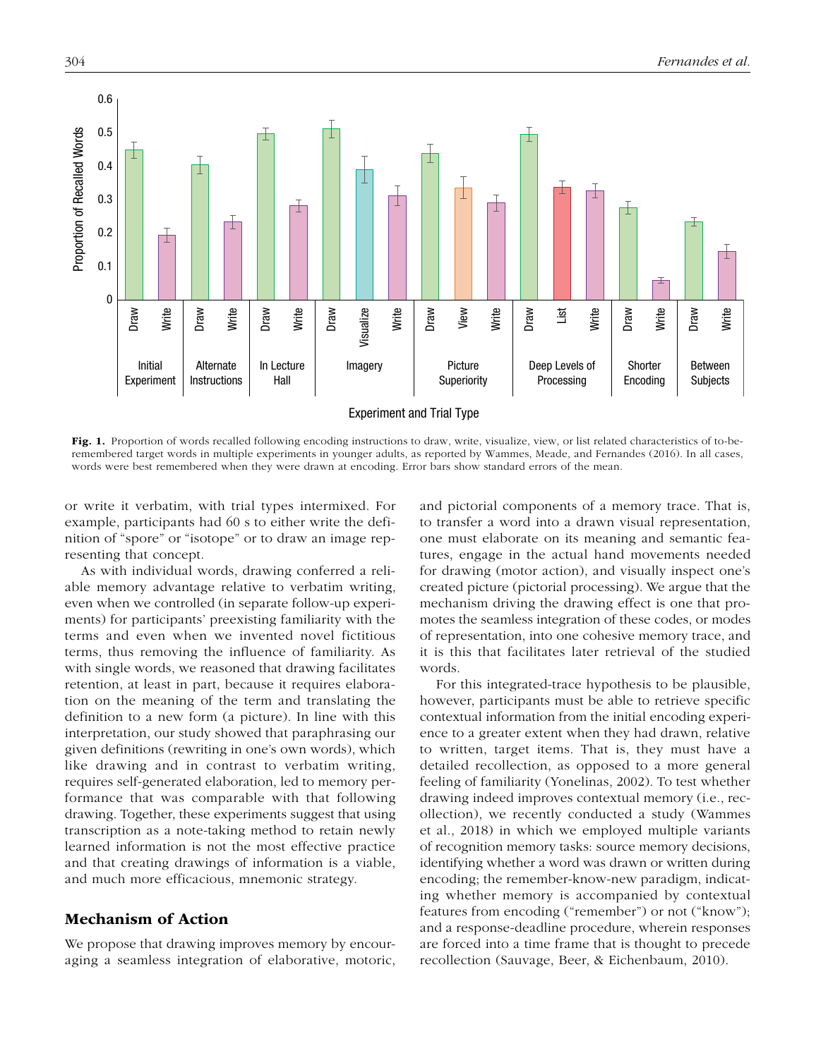0.6
0.5
0.4
0.3
0.2
0.1
0

Proportion of Recalled Words

Draw Write | Draw Write | Draw Write | Draw Visualize Write | Draw View Write | Draw List Write | Draw Write | Draw Write

Initial Experiment | Alternate Instructions | In Lecture Hall | Imagery | Picture Superiority | Deep Levels of Processing | Shorter Encoding | Between Subjects

Experiment and Trial Type

**Fig. 1.** Proportion of words recalled following encoding instructions to draw, write, visualize, view, or list related characteristics of to-be-remembered target words in multiple experiments in younger adults, as reported by Wammes, Meade, and Fernandes (2016). In all cases, words were best remembered when they were drawn at encoding. Error bars show standard errors of the mean.

or write it verbatim, with trial types intermixed. For example, participants had 60 s to either write the definition of "spore" or "isotope" or to draw an image representing that concept.

As with individual words, drawing conferred a reliable memory advantage relative to verbatim writing, even when we controlled (in separate follow-up experiments) for participants' preexisting familiarity with the terms and even when we invented novel fictitious terms, thus removing the influence of familiarity. As with single words, we reasoned that drawing facilitates retention, at least in part, because it requires elaboration on the meaning of the term and translating the definition to a new form (a picture). In line with this interpretation, our study showed that paraphrasing our given definitions (rewriting in one's own words), which like drawing and in contrast to verbatim writing, requires self-generated elaboration, led to memory performance that was comparable with that following drawing. Together, these experiments suggest that using transcription as a note-taking method to retain newly learned information is not the most effective practice and that creating drawings of information is a viable, and much more efficacious, mnemonic strategy.

## Mechanism of Action

We propose that drawing improves memory by encouraging a seamless integration of elaborative, motoric, and pictorial components of a memory trace. That is, to transfer a word into a drawn visual representation, one must elaborate on its meaning and semantic features, engage in the actual hand movements needed for drawing (motor action), and visually inspect one's created picture (pictorial processing). We argue that the mechanism driving the drawing effect is one that promotes the seamless integration of these codes, or modes of representation, into one cohesive memory trace, and it is this that facilitates later retrieval of the studied words.

For this integrated-trace hypothesis to be plausible, however, participants must be able to retrieve specific contextual information from the initial encoding experience to a greater extent when they had drawn, relative to written, target items. That is, they must have a detailed recollection, as opposed to a more general feeling of familiarity (Yonelinas, 2002). To test whether drawing indeed improves contextual memory (i.e., recollection), we recently conducted a study (Wammes et al., 2018) in which we employed multiple variants of recognition memory tasks: source memory decisions, identifying whether a word was drawn or written during encoding; the remember-know-new paradigm, indicating whether memory is accompanied by contextual features from encoding ("remember") or not ("know"); and a response-deadline procedure, wherein responses are forced into a time frame that is thought to precede recollection (Sauvage, Beer, & Eichenbaum, 2010).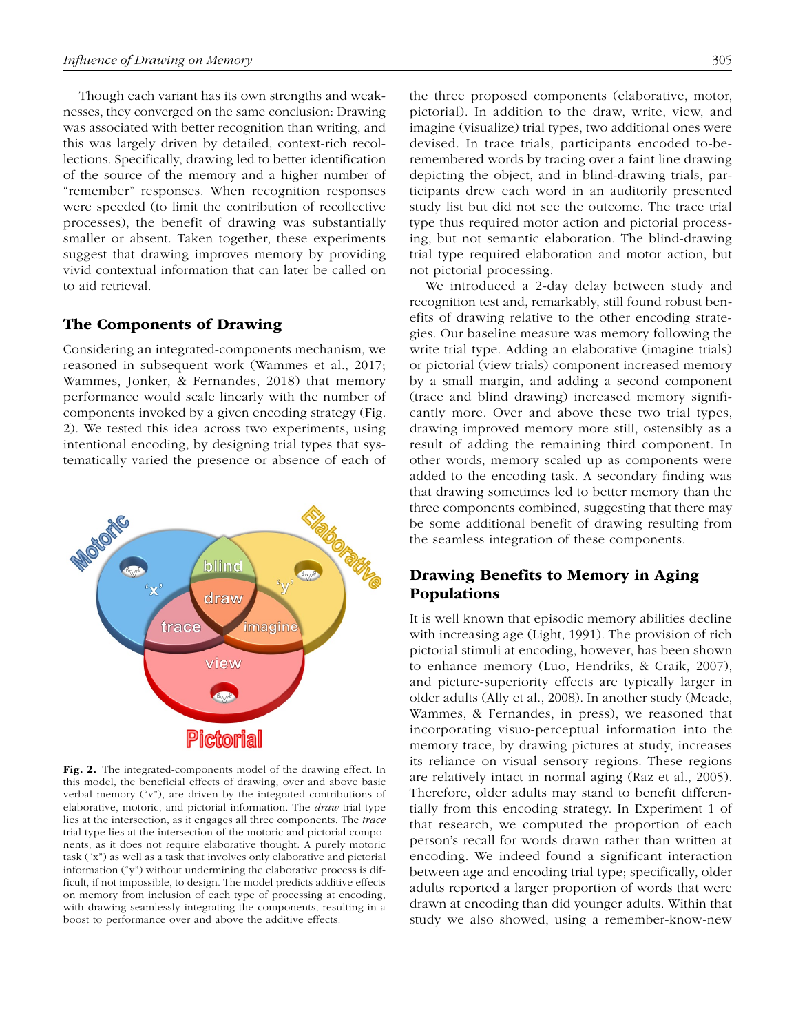Though each variant has its own strengths and weaknesses, they converged on the same conclusion: Drawing was associated with better recognition than writing, and this was largely driven by detailed, context-rich recollections. Specifically, drawing led to better identification of the source of the memory and a higher number of "remember" responses. When recognition responses were speeded (to limit the contribution of recollective processes), the benefit of drawing was substantially smaller or absent. Taken together, these experiments suggest that drawing improves memory by providing vivid contextual information that can later be called on to aid retrieval.

## The Components of Drawing

Considering an integrated-components mechanism, we reasoned in subsequent work (Wammes et al., 2017; Wammes, Jonker, & Fernandes, 2018) that memory performance would scale linearly with the number of components invoked by a given encoding strategy (Fig. 2). We tested this idea across two experiments, using intentional encoding, by designing trial types that systematically varied the presence or absence of each of the three proposed components (elaborative, motor, pictorial). In addition to the draw, write, view, and imagine (visualize) trial types, two additional ones were devised. In trace trials, participants encoded to-be-remembered words by tracing over a faint line drawing depicting the object, and in blind-drawing trials, participants drew each word in an auditorily presented study list but did not see the outcome. The trace trial type thus required motor action and pictorial processing, but not semantic elaboration. The blind-drawing trial type required elaboration and motor action, but not pictorial processing.

**Fig. 2.** The integrated-components model of the drawing effect. In this model, the beneficial effects of drawing, over and above basic verbal memory ("v"), are driven by the integrated contributions of elaborative, motoric, and pictorial information. The *draw* trial type lies at the intersection, as it engages all three components. The *trace* trial type lies at the intersection of the motoric and pictorial components, as it does not require elaborative thought. A purely motoric task ("x") as well as a task that involves only elaborative and pictorial information ("y") without undermining the elaborative process is difficult, if not impossible, to design. The model predicts additive effects on memory from inclusion of each type of processing at encoding, with drawing seamlessly integrating the components, resulting in a boost to performance over and above the additive effects.

We introduced a 2-day delay between study and recognition test and, remarkably, still found robust benefits of drawing relative to the other encoding strategies. Our baseline measure was memory following the write trial type. Adding an elaborative (imagine trials) or pictorial (view trials) component increased memory by a small margin, and adding a second component (trace and blind drawing) increased memory significantly more. Over and above these two trial types, drawing improved memory more still, ostensibly as a result of adding the remaining third component. In other words, memory scaled up as components were added to the encoding task. A secondary finding was that drawing sometimes led to better memory than the three components combined, suggesting that there may be some additional benefit of drawing resulting from the seamless integration of these components.

## Drawing Benefits to Memory in Aging Populations

It is well known that episodic memory abilities decline with increasing age (Light, 1991). The provision of rich pictorial stimuli at encoding, however, has been shown to enhance memory (Luo, Hendriks, & Craik, 2007), and picture-superiority effects are typically larger in older adults (Ally et al., 2008). In another study (Meade, Wammes, & Fernandes, in press), we reasoned that incorporating visuo-perceptual information into the memory trace, by drawing pictures at study, increases its reliance on visual sensory regions. These regions are relatively intact in normal aging (Raz et al., 2005). Therefore, older adults may stand to benefit differentially from this encoding strategy. In Experiment 1 of that research, we computed the proportion of each person's recall for words drawn rather than written at encoding. We indeed found a significant interaction between age and encoding trial type; specifically, older adults reported a larger proportion of words that were drawn at encoding than did younger adults. Within that study we also showed, using a remember-know-new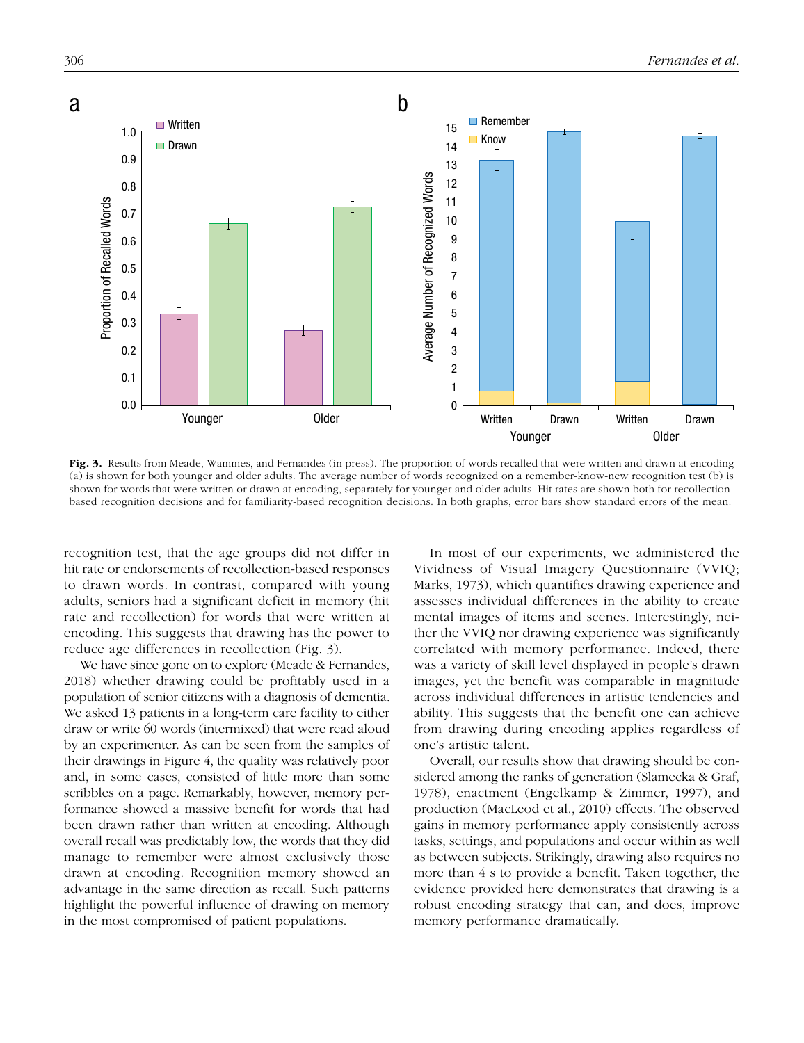Fig. 3. Results from Meade, Wammes, and Fernandes (in press). The proportion of words recalled that were written and drawn at encoding (a) is shown for both younger and older adults. The average number of words recognized on a remember-know-new recognition test (b) is shown for words that were written or drawn at encoding, separately for younger and older adults. Hit rates are shown both for recollection-based recognition decisions and for familiarity-based recognition decisions. In both graphs, error bars show standard errors of the mean.

recognition test, that the age groups did not differ in hit rate or endorsements of recollection-based responses to drawn words. In contrast, compared with young adults, seniors had a significant deficit in memory (hit rate and recollection) for words that were written at encoding. This suggests that drawing has the power to reduce age differences in recollection (Fig. 3).

We have since gone on to explore (Meade & Fernandes, 2018) whether drawing could be profitably used in a population of senior citizens with a diagnosis of dementia. We asked 13 patients in a long-term care facility to either draw or write 60 words (intermixed) that were read aloud by an experimenter. As can be seen from the samples of their drawings in Figure 4, the quality was relatively poor and, in some cases, consisted of little more than some scribbles on a page. Remarkably, however, memory performance showed a massive benefit for words that had been drawn rather than written at encoding. Although overall recall was predictably low, the words that they did manage to remember were almost exclusively those drawn at encoding. Recognition memory showed an advantage in the same direction as recall. Such patterns highlight the powerful influence of drawing on memory in the most compromised of patient populations.

In most of our experiments, we administered the Vividness of Visual Imagery Questionnaire (VVIQ; Marks, 1973), which quantifies drawing experience and assesses individual differences in the ability to create mental images of items and scenes. Interestingly, neither the VVIQ nor drawing experience was significantly correlated with memory performance. Indeed, there was a variety of skill level displayed in people's drawn images, yet the benefit was comparable in magnitude across individual differences in artistic tendencies and ability. This suggests that the benefit one can achieve from drawing during encoding applies regardless of one's artistic talent.

Overall, our results show that drawing should be considered among the ranks of generation (Slamecka & Graf, 1978), enactment (Engelkamp & Zimmer, 1997), and production (MacLeod et al., 2010) effects. The observed gains in memory performance apply consistently across tasks, settings, and populations and occur within as well as between subjects. Strikingly, drawing also requires no more than 4 s to provide a benefit. Taken together, the evidence provided here demonstrates that drawing is a robust encoding strategy that can, and does, improve memory performance dramatically.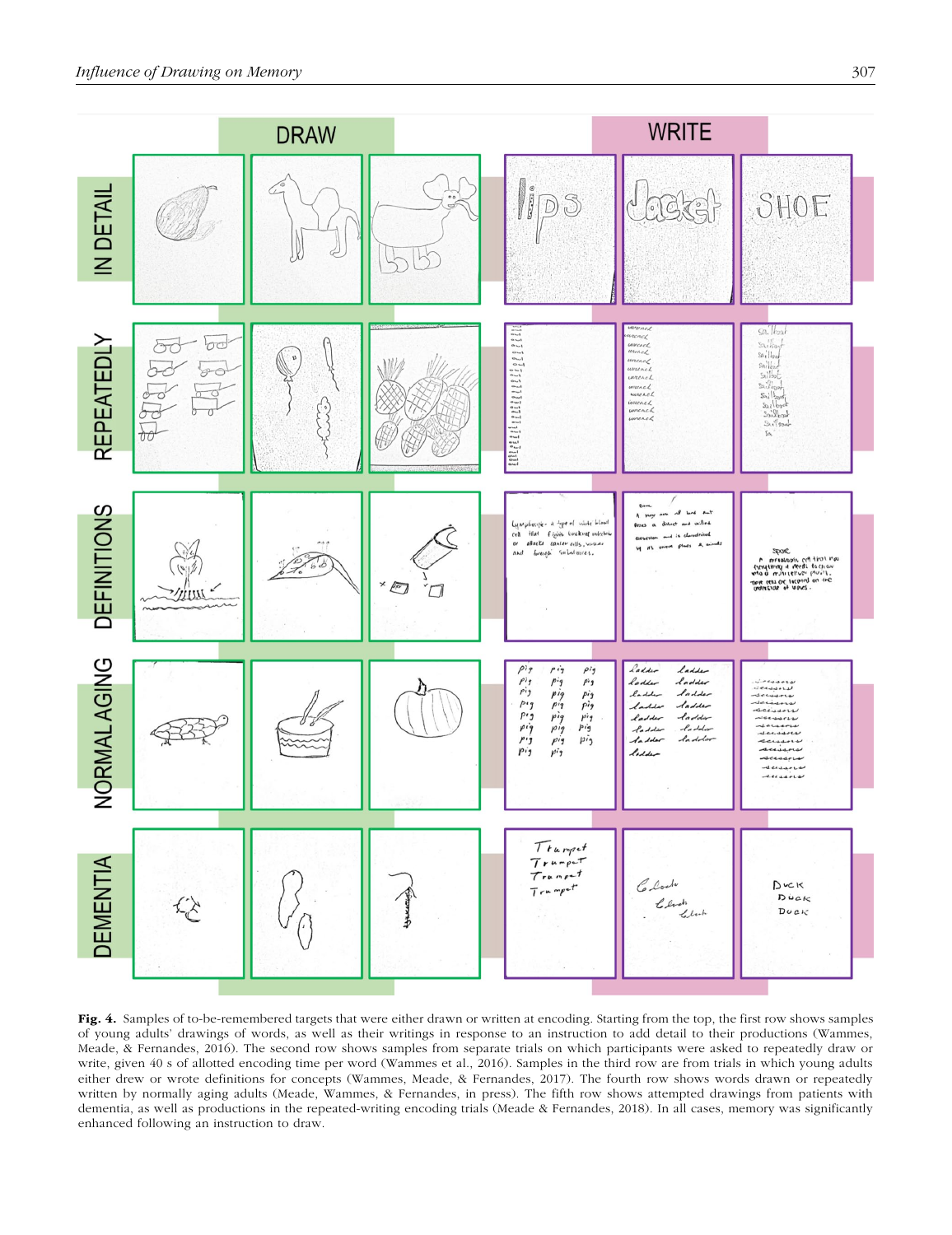Fig. 4. Samples of to-be-remembered targets that were either drawn or written at encoding. Starting from the top, the first row shows samples of young adults' drawings of words, as well as their writings in response to an instruction to add detail to their productions (Wammes, Meade, & Fernandes, 2016). The second row shows samples from separate trials on which participants were asked to repeatedly draw or write, given 40 s of allotted encoding time per word (Wammes et al., 2016). Samples in the third row are from trials in which young adults either drew or wrote definitions for concepts (Wammes, Meade, & Fernandes, 2017). The fourth row shows words drawn or repeatedly written by normally aging adults (Meade, Wammes, & Fernandes, in press). The fifth row shows attempted drawings from patients with dementia, as well as productions in the repeated-writing encoding trials (Meade & Fernandes, 2018). In all cases, memory was significantly enhanced following an instruction to draw.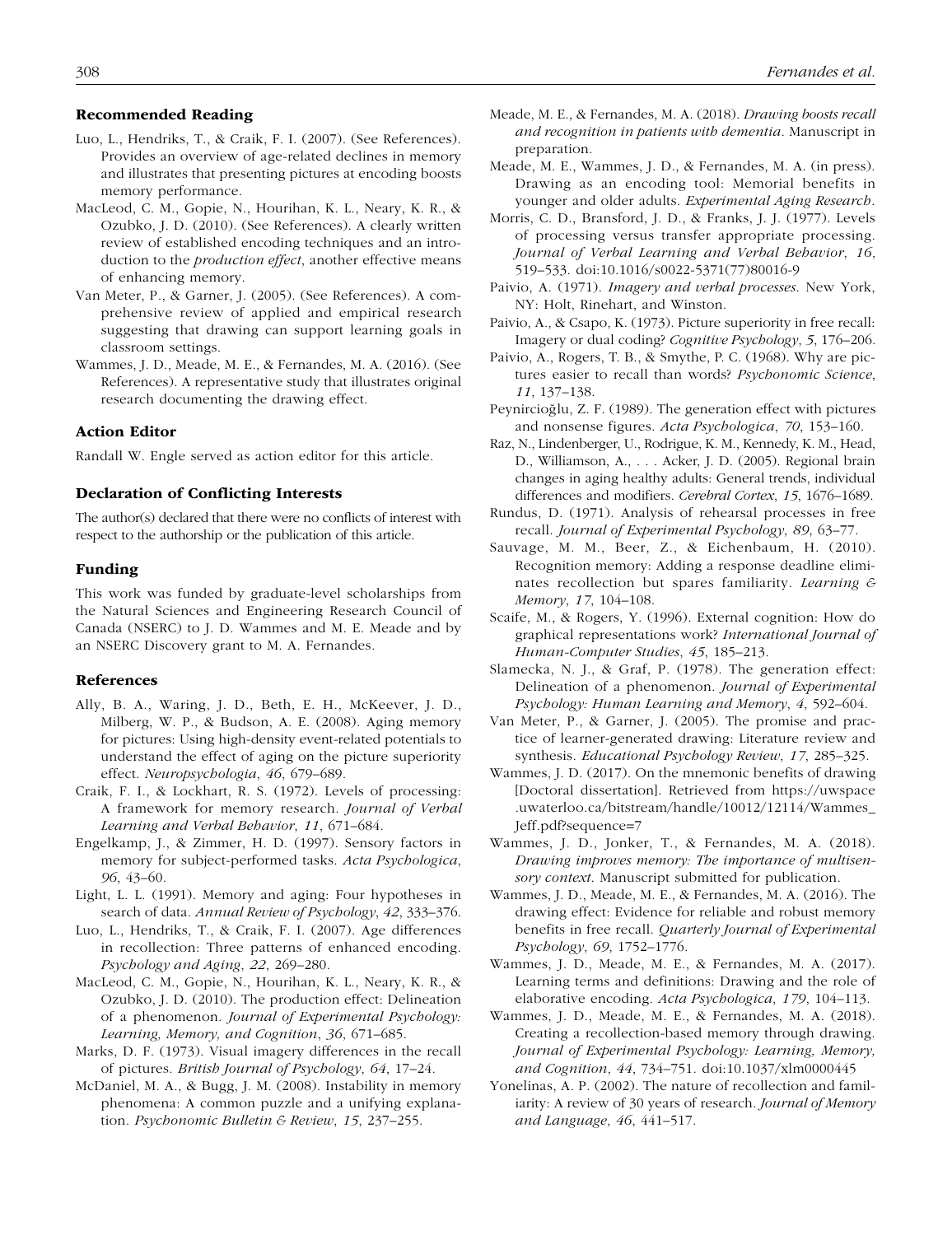## Recommended Reading

Luo, L., Hendriks, T., & Craik, F. I. (2007). (See References). Provides an overview of age-related declines in memory and illustrates that presenting pictures at encoding boosts memory performance.

MacLeod, C. M., Gopie, N., Hourihan, K. L., Neary, K. R., & Ozubko, J. D. (2010). (See References). A clearly written review of established encoding techniques and an introduction to the *production effect*, another effective means of enhancing memory.

Van Meter, P., & Garner, J. (2005). (See References). A comprehensive review of applied and empirical research suggesting that drawing can support learning goals in classroom settings.

Wammes, J. D., Meade, M. E., & Fernandes, M. A. (2016). (See References). A representative study that illustrates original research documenting the drawing effect.

## Action Editor

Randall W. Engle served as action editor for this article.

## Declaration of Conflicting Interests

The author(s) declared that there were no conflicts of interest with respect to the authorship or the publication of this article.

## Funding

This work was funded by graduate-level scholarships from the Natural Sciences and Engineering Research Council of Canada (NSERC) to J. D. Wammes and M. E. Meade and by an NSERC Discovery grant to M. A. Fernandes.

## References

Ally, B. A., Waring, J. D., Beth, E. H., McKeever, J. D., Milberg, W. P., & Budson, A. E. (2008). Aging memory for pictures: Using high-density event-related potentials to understand the effect of aging on the picture superiority effect. *Neuropsychologia*, *46*, 679–689.

Craik, F. I., & Lockhart, R. S. (1972). Levels of processing: A framework for memory research. *Journal of Verbal Learning and Verbal Behavior*, *11*, 671–684.

Engelkamp, J., & Zimmer, H. D. (1997). Sensory factors in memory for subject-performed tasks. *Acta Psychologica*, *96*, 43–60.

Light, L. L. (1991). Memory and aging: Four hypotheses in search of data. *Annual Review of Psychology*, *42*, 333–376.

Luo, L., Hendriks, T., & Craik, F. I. (2007). Age differences in recollection: Three patterns of enhanced encoding. *Psychology and Aging*, *22*, 269–280.

MacLeod, C. M., Gopie, N., Hourihan, K. L., Neary, K. R., & Ozubko, J. D. (2010). The production effect: Delineation of a phenomenon. *Journal of Experimental Psychology: Learning, Memory, and Cognition*, *36*, 671–685.

Marks, D. F. (1973). Visual imagery differences in the recall of pictures. *British Journal of Psychology*, *64*, 17–24.

McDaniel, M. A., & Bugg, J. M. (2008). Instability in memory phenomena: A common puzzle and a unifying explanation. *Psychonomic Bulletin & Review*, *15*, 237–255.

Meade, M. E., & Fernandes, M. A. (2018). *Drawing boosts recall and recognition in patients with dementia*. Manuscript in preparation.

Meade, M. E., Wammes, J. D., & Fernandes, M. A. (in press). Drawing as an encoding tool: Memorial benefits in younger and older adults. *Experimental Aging Research*.

Morris, C. D., Bransford, J. D., & Franks, J. J. (1977). Levels of processing versus transfer appropriate processing. *Journal of Verbal Learning and Verbal Behavior*, *16*, 519–533. doi:10.1016/s0022-5371(77)80016-9

Paivio, A. (1971). *Imagery and verbal processes*. New York, NY: Holt, Rinehart, and Winston.

Paivio, A., & Csapo, K. (1973). Picture superiority in free recall: Imagery or dual coding? *Cognitive Psychology*, *5*, 176–206.

Paivio, A., Rogers, T. B., & Smythe, P. C. (1968). Why are pictures easier to recall than words? *Psychonomic Science*, *11*, 137–138.

Peynircioğlu, Z. F. (1989). The generation effect with pictures and nonsense figures. *Acta Psychologica*, *70*, 153–160.

Raz, N., Lindenberger, U., Rodrigue, K. M., Kennedy, K. M., Head, D., Williamson, A., . . . Acker, J. D. (2005). Regional brain changes in aging healthy adults: General trends, individual differences and modifiers. *Cerebral Cortex*, *15*, 1676–1689.

Rundus, D. (1971). Analysis of rehearsal processes in free recall. *Journal of Experimental Psychology*, *89*, 63–77.

Sauvage, M. M., Beer, Z., & Eichenbaum, H. (2010). Recognition memory: Adding a response deadline eliminates recollection but spares familiarity. *Learning & Memory*, *17*, 104–108.

Scaife, M., & Rogers, Y. (1996). External cognition: How do graphical representations work? *International Journal of Human-Computer Studies*, *45*, 185–213.

Slamecka, N. J., & Graf, P. (1978). The generation effect: Delineation of a phenomenon. *Journal of Experimental Psychology: Human Learning and Memory*, *4*, 592–604.

Van Meter, P., & Garner, J. (2005). The promise and practice of learner-generated drawing: Literature review and synthesis. *Educational Psychology Review*, *17*, 285–325.

Wammes, J. D. (2017). On the mnemonic benefits of drawing [Doctoral dissertation]. Retrieved from https://uwspace.uwaterloo.ca/bitstream/handle/10012/12114/Wammes_Jeff.pdf?sequence=7

Wammes, J. D., Jonker, T., & Fernandes, M. A. (2018). *Drawing improves memory: The importance of multisensory context*. Manuscript submitted for publication.

Wammes, J. D., Meade, M. E., & Fernandes, M. A. (2016). The drawing effect: Evidence for reliable and robust memory benefits in free recall. *Quarterly Journal of Experimental Psychology*, *69*, 1752–1776.

Wammes, J. D., Meade, M. E., & Fernandes, M. A. (2017). Learning terms and definitions: Drawing and the role of elaborative encoding. *Acta Psychologica*, *179*, 104–113.

Wammes, J. D., Meade, M. E., & Fernandes, M. A. (2018). Creating a recollection-based memory through drawing. *Journal of Experimental Psychology: Learning, Memory, and Cognition*, *44*, 734–751. doi:10.1037/xlm0000445

Yonelinas, A. P. (2002). The nature of recollection and familiarity: A review of 30 years of research. *Journal of Memory and Language*, *46*, 441–517.